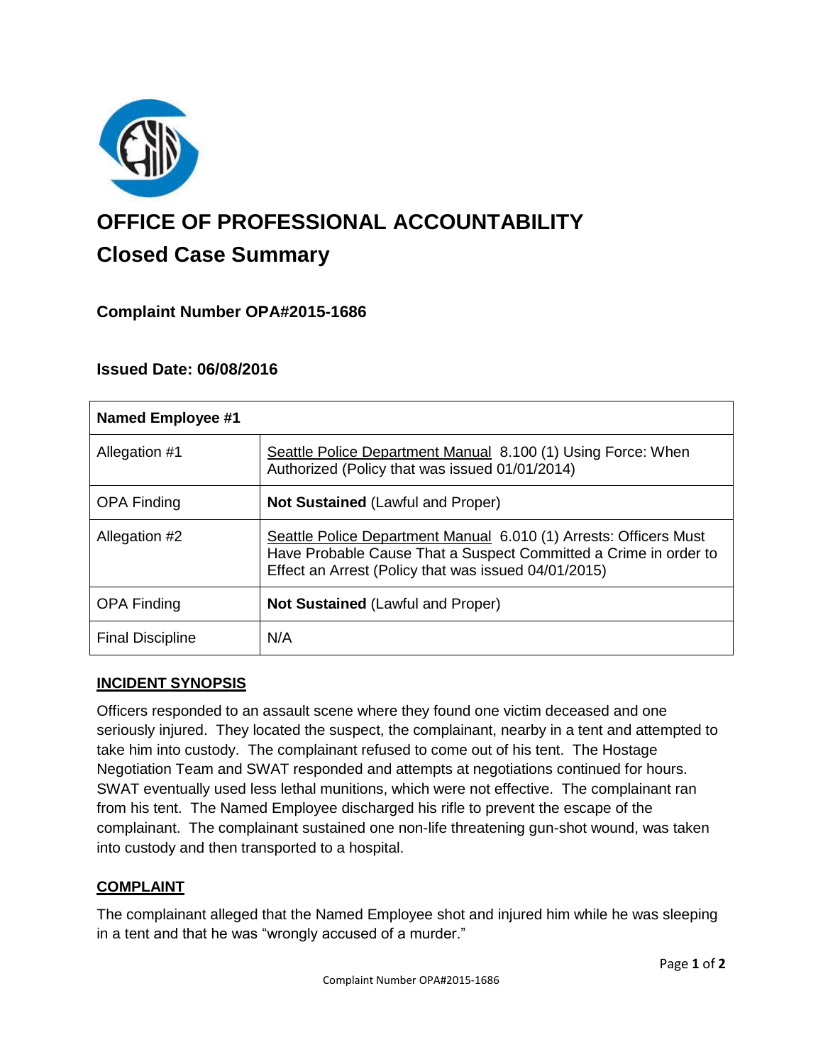# OFFICE OF PROFESSIONAL ACCOUNTABILITY

## Closed Case Summary

### Complaint Number OPA#2015-1686

### Issued Date: 06/08/2016

| **Named Employee #1** | |
|---|---|
| Allegation #1 | Seattle Police Department Manual 8.100 (1) Using Force: When Authorized (Policy that was issued 01/01/2014) |
| OPA Finding | **Not Sustained** (Lawful and Proper) |
| Allegation #2 | Seattle Police Department Manual 6.010 (1) Arrests: Officers Must Have Probable Cause That a Suspect Committed a Crime in order to Effect an Arrest (Policy that was issued 04/01/2015) |
| OPA Finding | **Not Sustained** (Lawful and Proper) |
| Final Discipline | N/A |

**INCIDENT SYNOPSIS**

Officers responded to an assault scene where they found one victim deceased and one seriously injured. They located the suspect, the complainant, nearby in a tent and attempted to take him into custody. The complainant refused to come out of his tent. The Hostage Negotiation Team and SWAT responded and attempts at negotiations continued for hours. SWAT eventually used less lethal munitions, which were not effective. The complainant ran from his tent. The Named Employee discharged his rifle to prevent the escape of the complainant. The complainant sustained one non-life threatening gun-shot wound, was taken into custody and then transported to a hospital.

**COMPLAINT**

The complainant alleged that the Named Employee shot and injured him while he was sleeping in a tent and that he was "wrongly accused of a murder."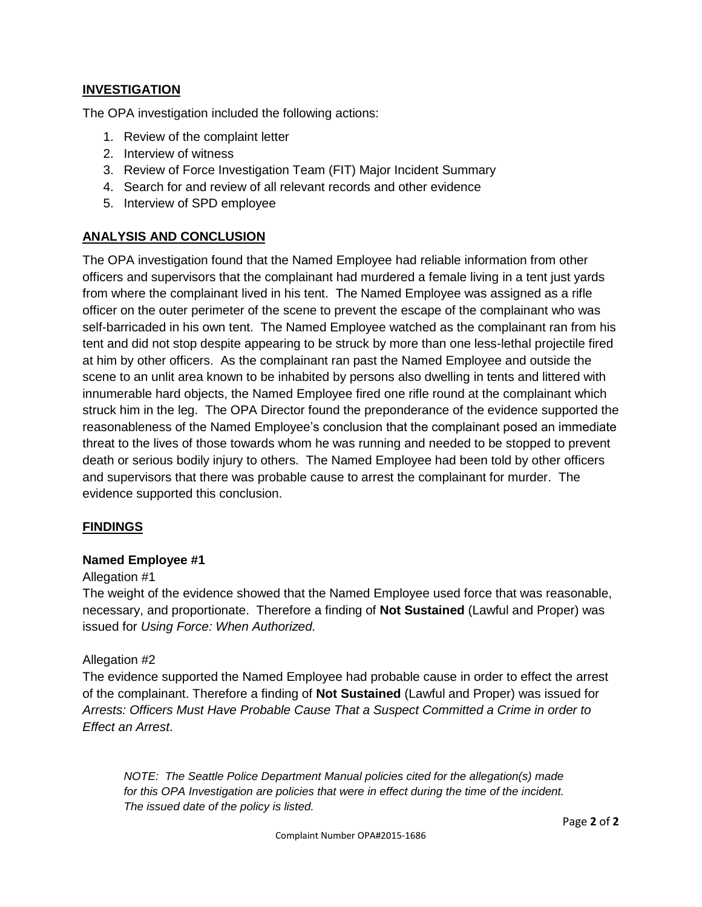## INVESTIGATION

The OPA investigation included the following actions:

1. Review of the complaint letter
2. Interview of witness
3. Review of Force Investigation Team (FIT) Major Incident Summary
4. Search for and review of all relevant records and other evidence
5. Interview of SPD employee

## ANALYSIS AND CONCLUSION

The OPA investigation found that the Named Employee had reliable information from other officers and supervisors that the complainant had murdered a female living in a tent just yards from where the complainant lived in his tent. The Named Employee was assigned as a rifle officer on the outer perimeter of the scene to prevent the escape of the complainant who was self-barricaded in his own tent. The Named Employee watched as the complainant ran from his tent and did not stop despite appearing to be struck by more than one less-lethal projectile fired at him by other officers. As the complainant ran past the Named Employee and outside the scene to an unlit area known to be inhabited by persons also dwelling in tents and littered with innumerable hard objects, the Named Employee fired one rifle round at the complainant which struck him in the leg. The OPA Director found the preponderance of the evidence supported the reasonableness of the Named Employee's conclusion that the complainant posed an immediate threat to the lives of those towards whom he was running and needed to be stopped to prevent death or serious bodily injury to others. The Named Employee had been told by other officers and supervisors that there was probable cause to arrest the complainant for murder. The evidence supported this conclusion.

## FINDINGS

### Named Employee #1

Allegation #1

The weight of the evidence showed that the Named Employee used force that was reasonable, necessary, and proportionate. Therefore a finding of **Not Sustained** (Lawful and Proper) was issued for *Using Force: When Authorized.*

Allegation #2

The evidence supported the Named Employee had probable cause in order to effect the arrest of the complainant. Therefore a finding of **Not Sustained** (Lawful and Proper) was issued for *Arrests: Officers Must Have Probable Cause That a Suspect Committed a Crime in order to Effect an Arrest*.

*NOTE: The Seattle Police Department Manual policies cited for the allegation(s) made for this OPA Investigation are policies that were in effect during the time of the incident. The issued date of the policy is listed.*

Complaint Number OPA#2015-1686